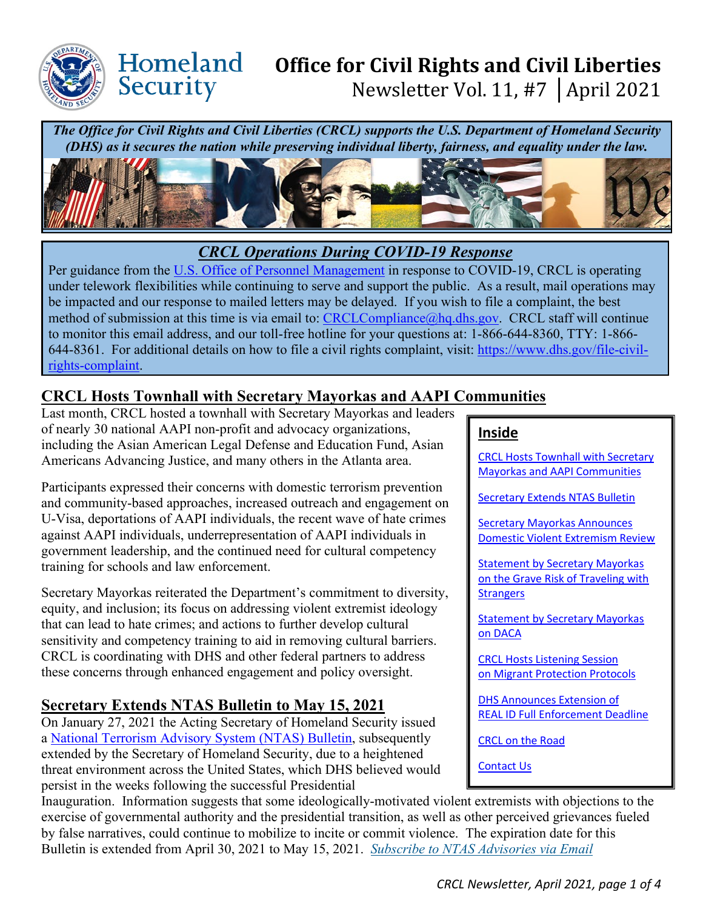# Homeland Security

# Office for Civil Rights and Civil Liberties

Newsletter Vol. 11, #7 | April 2021

***The Office for Civil Rights and Civil Liberties (CRCL) supports the U.S. Department of Homeland Security (DHS) as it secures the nation while preserving individual liberty, fairness, and equality under the law.***

## *CRCL Operations During COVID-19 Response*

Per guidance from the U.S. Office of Personnel Management in response to COVID-19, CRCL is operating under telework flexibilities while continuing to serve and support the public. As a result, mail operations may be impacted and our response to mailed letters may be delayed. If you wish to file a complaint, the best method of submission at this time is via email to: CRCLCompliance@hq.dhs.gov. CRCL staff will continue to monitor this email address, and our toll-free hotline for your questions at: 1-866-644-8360, TTY: 1-866-644-8361. For additional details on how to file a civil rights complaint, visit: https://www.dhs.gov/file-civil-rights-complaint.

**Inside**

- CRCL Hosts Townhall with Secretary Mayorkas and AAPI Communities
- Secretary Extends NTAS Bulletin
- Secretary Mayorkas Announces Domestic Violent Extremism Review
- Statement by Secretary Mayorkas on the Grave Risk of Traveling with Strangers
- Statement by Secretary Mayorkas on DACA
- CRCL Hosts Listening Session on Migrant Protection Protocols
- DHS Announces Extension of REAL ID Full Enforcement Deadline
- CRCL on the Road
- Contact Us

## CRCL Hosts Townhall with Secretary Mayorkas and AAPI Communities

Last month, CRCL hosted a townhall with Secretary Mayorkas and leaders of nearly 30 national AAPI non-profit and advocacy organizations, including the Asian American Legal Defense and Education Fund, Asian Americans Advancing Justice, and many others in the Atlanta area.

Participants expressed their concerns with domestic terrorism prevention and community-based approaches, increased outreach and engagement on U-Visa, deportations of AAPI individuals, the recent wave of hate crimes against AAPI individuals, underrepresentation of AAPI individuals in government leadership, and the continued need for cultural competency training for schools and law enforcement.

Secretary Mayorkas reiterated the Department's commitment to diversity, equity, and inclusion; its focus on addressing violent extremist ideology that can lead to hate crimes; and actions to further develop cultural sensitivity and competency training to aid in removing cultural barriers. CRCL is coordinating with DHS and other federal partners to address these concerns through enhanced engagement and policy oversight.

## Secretary Extends NTAS Bulletin to May 15, 2021

On January 27, 2021 the Acting Secretary of Homeland Security issued a National Terrorism Advisory System (NTAS) Bulletin, subsequently extended by the Secretary of Homeland Security, due to a heightened threat environment across the United States, which DHS believed would persist in the weeks following the successful Presidential Inauguration. Information suggests that some ideologically-motivated violent extremists with objections to the exercise of governmental authority and the presidential transition, as well as other perceived grievances fueled by false narratives, could continue to mobilize to incite or commit violence. The expiration date for this Bulletin is extended from April 30, 2021 to May 15, 2021. *Subscribe to NTAS Advisories via Email*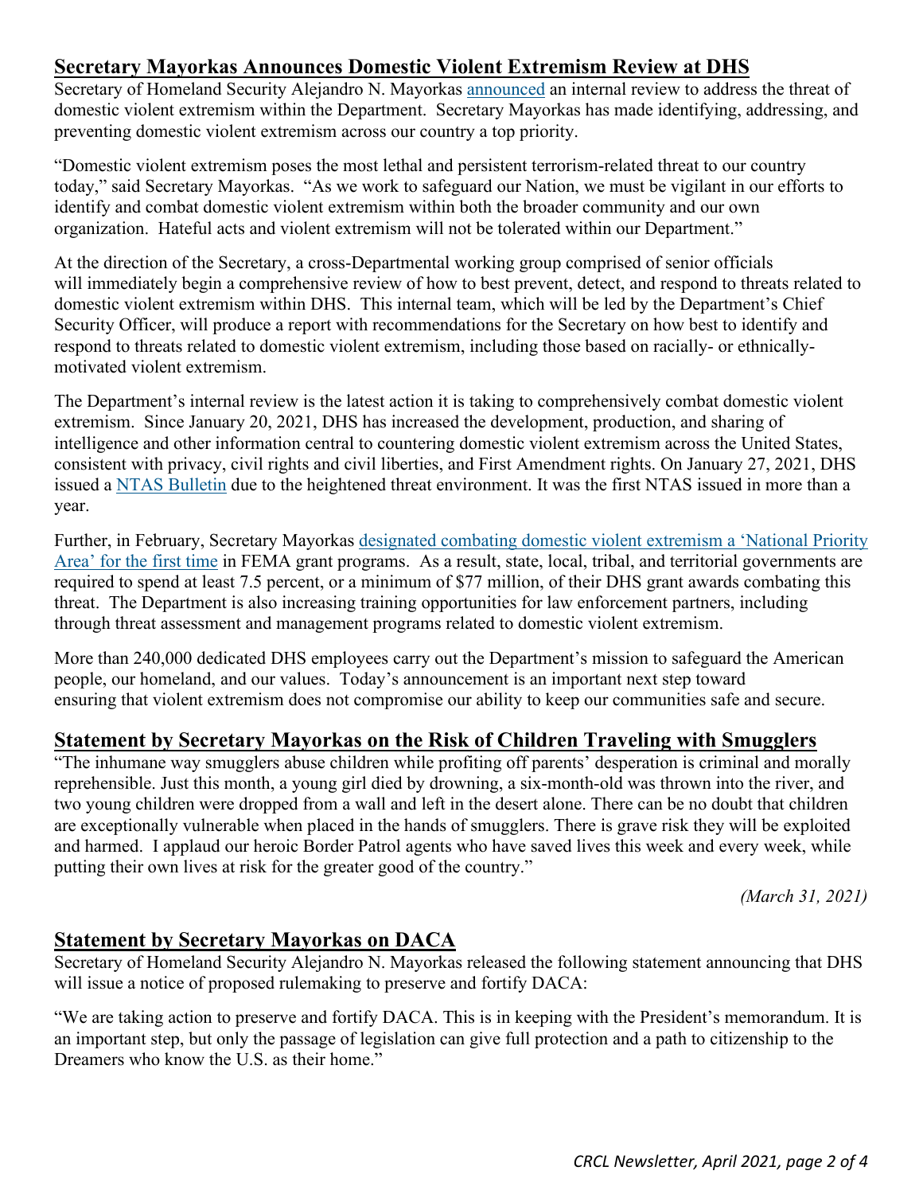## Secretary Mayorkas Announces Domestic Violent Extremism Review at DHS

Secretary of Homeland Security Alejandro N. Mayorkas announced an internal review to address the threat of domestic violent extremism within the Department. Secretary Mayorkas has made identifying, addressing, and preventing domestic violent extremism across our country a top priority.

"Domestic violent extremism poses the most lethal and persistent terrorism-related threat to our country today," said Secretary Mayorkas. "As we work to safeguard our Nation, we must be vigilant in our efforts to identify and combat domestic violent extremism within both the broader community and our own organization. Hateful acts and violent extremism will not be tolerated within our Department."

At the direction of the Secretary, a cross-Departmental working group comprised of senior officials will immediately begin a comprehensive review of how to best prevent, detect, and respond to threats related to domestic violent extremism within DHS. This internal team, which will be led by the Department's Chief Security Officer, will produce a report with recommendations for the Secretary on how best to identify and respond to threats related to domestic violent extremism, including those based on racially- or ethnically-motivated violent extremism.

The Department's internal review is the latest action it is taking to comprehensively combat domestic violent extremism. Since January 20, 2021, DHS has increased the development, production, and sharing of intelligence and other information central to countering domestic violent extremism across the United States, consistent with privacy, civil rights and civil liberties, and First Amendment rights. On January 27, 2021, DHS issued a NTAS Bulletin due to the heightened threat environment. It was the first NTAS issued in more than a year.

Further, in February, Secretary Mayorkas designated combating domestic violent extremism a 'National Priority Area' for the first time in FEMA grant programs. As a result, state, local, tribal, and territorial governments are required to spend at least 7.5 percent, or a minimum of $77 million, of their DHS grant awards combating this threat. The Department is also increasing training opportunities for law enforcement partners, including through threat assessment and management programs related to domestic violent extremism.

More than 240,000 dedicated DHS employees carry out the Department's mission to safeguard the American people, our homeland, and our values. Today's announcement is an important next step toward ensuring that violent extremism does not compromise our ability to keep our communities safe and secure.

## Statement by Secretary Mayorkas on the Risk of Children Traveling with Smugglers

"The inhumane way smugglers abuse children while profiting off parents' desperation is criminal and morally reprehensible. Just this month, a young girl died by drowning, a six-month-old was thrown into the river, and two young children were dropped from a wall and left in the desert alone. There can be no doubt that children are exceptionally vulnerable when placed in the hands of smugglers. There is grave risk they will be exploited and harmed. I applaud our heroic Border Patrol agents who have saved lives this week and every week, while putting their own lives at risk for the greater good of the country."

*(March 31, 2021)*

## Statement by Secretary Mayorkas on DACA

Secretary of Homeland Security Alejandro N. Mayorkas released the following statement announcing that DHS will issue a notice of proposed rulemaking to preserve and fortify DACA:

"We are taking action to preserve and fortify DACA. This is in keeping with the President's memorandum. It is an important step, but only the passage of legislation can give full protection and a path to citizenship to the Dreamers who know the U.S. as their home."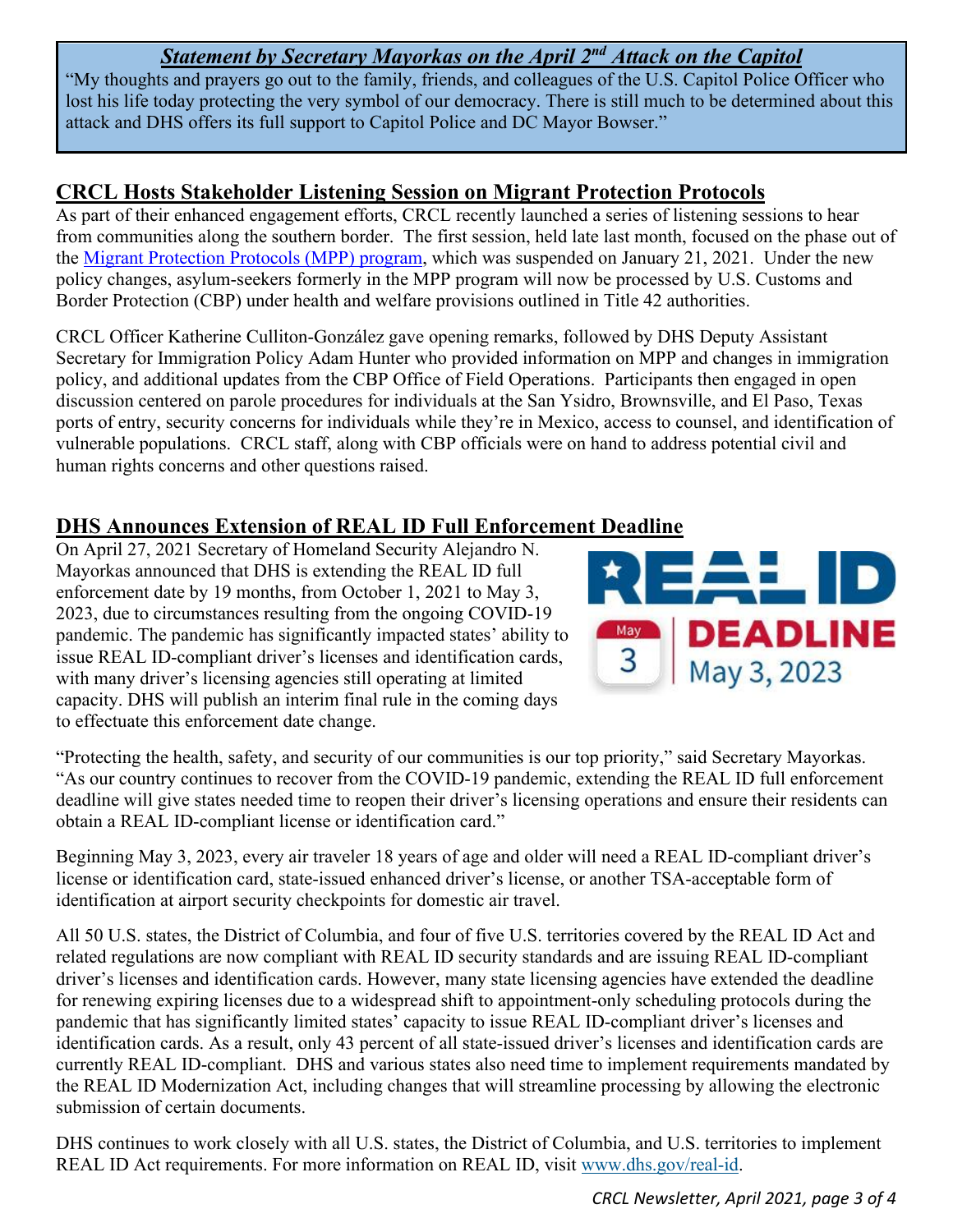***Statement by Secretary Mayorkas on the April 2nd Attack on the Capitol***

"My thoughts and prayers go out to the family, friends, and colleagues of the U.S. Capitol Police Officer who lost his life today protecting the very symbol of our democracy. There is still much to be determined about this attack and DHS offers its full support to Capitol Police and DC Mayor Bowser."

## CRCL Hosts Stakeholder Listening Session on Migrant Protection Protocols

As part of their enhanced engagement efforts, CRCL recently launched a series of listening sessions to hear from communities along the southern border. The first session, held late last month, focused on the phase out of the Migrant Protection Protocols (MPP) program, which was suspended on January 21, 2021. Under the new policy changes, asylum-seekers formerly in the MPP program will now be processed by U.S. Customs and Border Protection (CBP) under health and welfare provisions outlined in Title 42 authorities.

CRCL Officer Katherine Culliton-González gave opening remarks, followed by DHS Deputy Assistant Secretary for Immigration Policy Adam Hunter who provided information on MPP and changes in immigration policy, and additional updates from the CBP Office of Field Operations. Participants then engaged in open discussion centered on parole procedures for individuals at the San Ysidro, Brownsville, and El Paso, Texas ports of entry, security concerns for individuals while they're in Mexico, access to counsel, and identification of vulnerable populations. CRCL staff, along with CBP officials were on hand to address potential civil and human rights concerns and other questions raised.

## DHS Announces Extension of REAL ID Full Enforcement Deadline

On April 27, 2021 Secretary of Homeland Security Alejandro N. Mayorkas announced that DHS is extending the REAL ID full enforcement date by 19 months, from October 1, 2021 to May 3, 2023, due to circumstances resulting from the ongoing COVID-19 pandemic. The pandemic has significantly impacted states' ability to issue REAL ID-compliant driver's licenses and identification cards, with many driver's licensing agencies still operating at limited capacity. DHS will publish an interim final rule in the coming days to effectuate this enforcement date change.

REAL ID DEADLINE May 3, 2023

"Protecting the health, safety, and security of our communities is our top priority," said Secretary Mayorkas. "As our country continues to recover from the COVID-19 pandemic, extending the REAL ID full enforcement deadline will give states needed time to reopen their driver's licensing operations and ensure their residents can obtain a REAL ID-compliant license or identification card."

Beginning May 3, 2023, every air traveler 18 years of age and older will need a REAL ID-compliant driver's license or identification card, state-issued enhanced driver's license, or another TSA-acceptable form of identification at airport security checkpoints for domestic air travel.

All 50 U.S. states, the District of Columbia, and four of five U.S. territories covered by the REAL ID Act and related regulations are now compliant with REAL ID security standards and are issuing REAL ID-compliant driver's licenses and identification cards. However, many state licensing agencies have extended the deadline for renewing expiring licenses due to a widespread shift to appointment-only scheduling protocols during the pandemic that has significantly limited states' capacity to issue REAL ID-compliant driver's licenses and identification cards. As a result, only 43 percent of all state-issued driver's licenses and identification cards are currently REAL ID-compliant. DHS and various states also need time to implement requirements mandated by the REAL ID Modernization Act, including changes that will streamline processing by allowing the electronic submission of certain documents.

DHS continues to work closely with all U.S. states, the District of Columbia, and U.S. territories to implement REAL ID Act requirements. For more information on REAL ID, visit www.dhs.gov/real-id.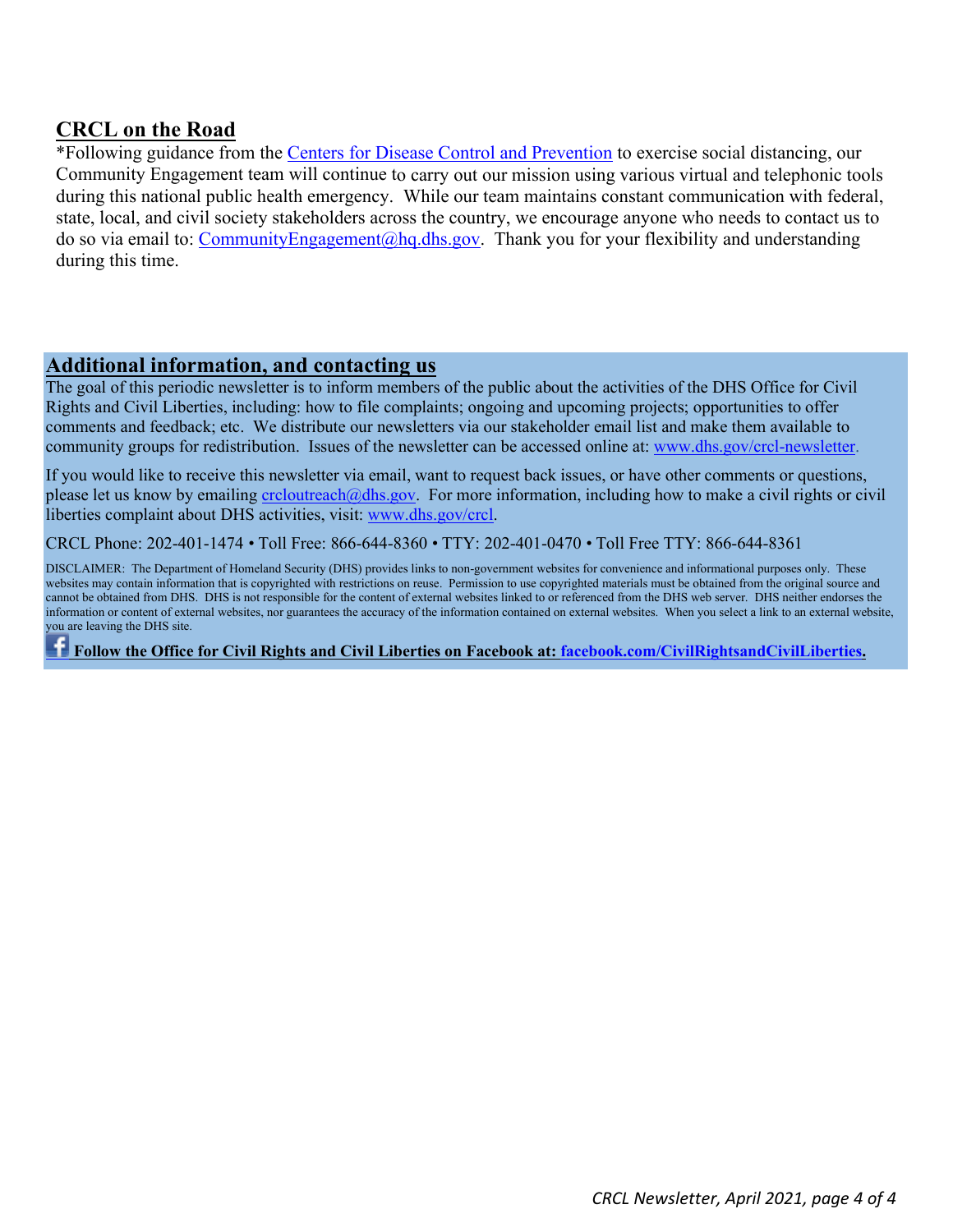## CRCL on the Road

*Following guidance from the [Centers for Disease Control and Prevention]() to exercise social distancing, our Community Engagement team will continue to carry out our mission using various virtual and telephonic tools during this national public health emergency. While our team maintains constant communication with federal, state, local, and civil society stakeholders across the country, we encourage anyone who needs to contact us to do so via email to: CommunityEngagement@hq.dhs.gov. Thank you for your flexibility and understanding during this time.

## Additional information, and contacting us

The goal of this periodic newsletter is to inform members of the public about the activities of the DHS Office for Civil Rights and Civil Liberties, including: how to file complaints; ongoing and upcoming projects; opportunities to offer comments and feedback; etc. We distribute our newsletters via our stakeholder email list and make them available to community groups for redistribution. Issues of the newsletter can be accessed online at: www.dhs.gov/crcl-newsletter.

If you would like to receive this newsletter via email, want to request back issues, or have other comments or questions, please let us know by emailing crcloutreach@dhs.gov. For more information, including how to make a civil rights or civil liberties complaint about DHS activities, visit: www.dhs.gov/crcl.

CRCL Phone: 202-401-1474 • Toll Free: 866-644-8360 • TTY: 202-401-0470 • Toll Free TTY: 866-644-8361

DISCLAIMER: The Department of Homeland Security (DHS) provides links to non-government websites for convenience and informational purposes only. These websites may contain information that is copyrighted with restrictions on reuse. Permission to use copyrighted materials must be obtained from the original source and cannot be obtained from DHS. DHS is not responsible for the content of external websites linked to or referenced from the DHS web server. DHS neither endorses the information or content of external websites, nor guarantees the accuracy of the information contained on external websites. When you select a link to an external website, you are leaving the DHS site.

**Follow the Office for Civil Rights and Civil Liberties on Facebook at: facebook.com/CivilRightsandCivilLiberties.**